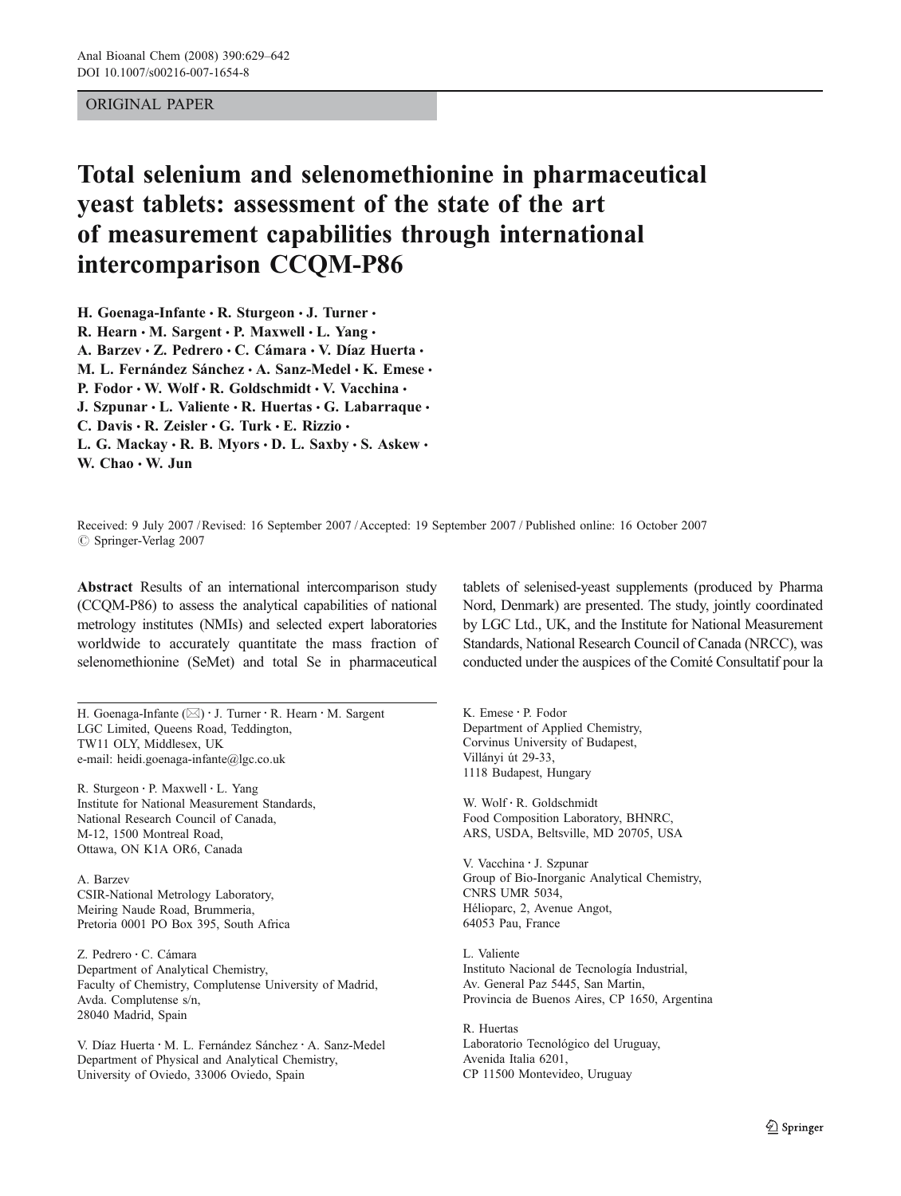ORIGINAL PAPER

# Total selenium and selenomethionine in pharmaceutical yeast tablets: assessment of the state of the art of measurement capabilities through international intercomparison CCQM-P86

**H. Goenaga-Infante · R. Sturgeon · J. Turner · R. Hearn · M. Sargent · P. Maxwell · L. Yang · A. Barzev · Z. Pedrero · C. Cámara · V. Díaz Huerta · M. L. Fernández Sánchez · A. Sanz-Medel · K. Emese · P. Fodor · W. Wolf · R. Goldschmidt · V. Vacchina · J. Szpunar · L. Valiente · R. Huertas · G. Labarraque · C. Davis · R. Zeisler · G. Turk · E. Rizzio · L. G. Mackay · R. B. Myors · D. L. Saxby · S. Askew · W. Chao · W. Jun**

Received: 9 July 2007 / Revised: 16 September 2007 / Accepted: 19 September 2007 / Published online: 16 October 2007
© Springer-Verlag 2007

**Abstract** Results of an international intercomparison study (CCQM-P86) to assess the analytical capabilities of national metrology institutes (NMIs) and selected expert laboratories worldwide to accurately quantitate the mass fraction of selenomethionine (SeMet) and total Se in pharmaceutical tablets of selenised-yeast supplements (produced by Pharma Nord, Denmark) are presented. The study, jointly coordinated by LGC Ltd., UK, and the Institute for National Measurement Standards, National Research Council of Canada (NRCC), was conducted under the auspices of the Comité Consultatif pour la

H. Goenaga-Infante (✉) · J. Turner · R. Hearn · M. Sargent
LGC Limited, Queens Road, Teddington,
TW11 OLY, Middlesex, UK
e-mail: heidi.goenaga-infante@lgc.co.uk

R. Sturgeon · P. Maxwell · L. Yang
Institute for National Measurement Standards,
National Research Council of Canada,
M-12, 1500 Montreal Road,
Ottawa, ON K1A OR6, Canada

A. Barzev
CSIR-National Metrology Laboratory,
Meiring Naude Road, Brummeria,
Pretoria 0001 PO Box 395, South Africa

Z. Pedrero · C. Cámara
Department of Analytical Chemistry,
Faculty of Chemistry, Complutense University of Madrid,
Avda. Complutense s/n,
28040 Madrid, Spain

V. Díaz Huerta · M. L. Fernández Sánchez · A. Sanz-Medel
Department of Physical and Analytical Chemistry,
University of Oviedo, 33006 Oviedo, Spain

K. Emese · P. Fodor
Department of Applied Chemistry,
Corvinus University of Budapest,
Villányi út 29-33,
1118 Budapest, Hungary

W. Wolf · R. Goldschmidt
Food Composition Laboratory, BHNRC,
ARS, USDA, Beltsville, MD 20705, USA

V. Vacchina · J. Szpunar
Group of Bio-Inorganic Analytical Chemistry,
CNRS UMR 5034,
Hélioparc, 2, Avenue Angot,
64053 Pau, France

L. Valiente
Instituto Nacional de Tecnología Industrial,
Av. General Paz 5445, San Martin,
Provincia de Buenos Aires, CP 1650, Argentina

R. Huertas
Laboratorio Tecnológico del Uruguay,
Avenida Italia 6201,
CP 11500 Montevideo, Uruguay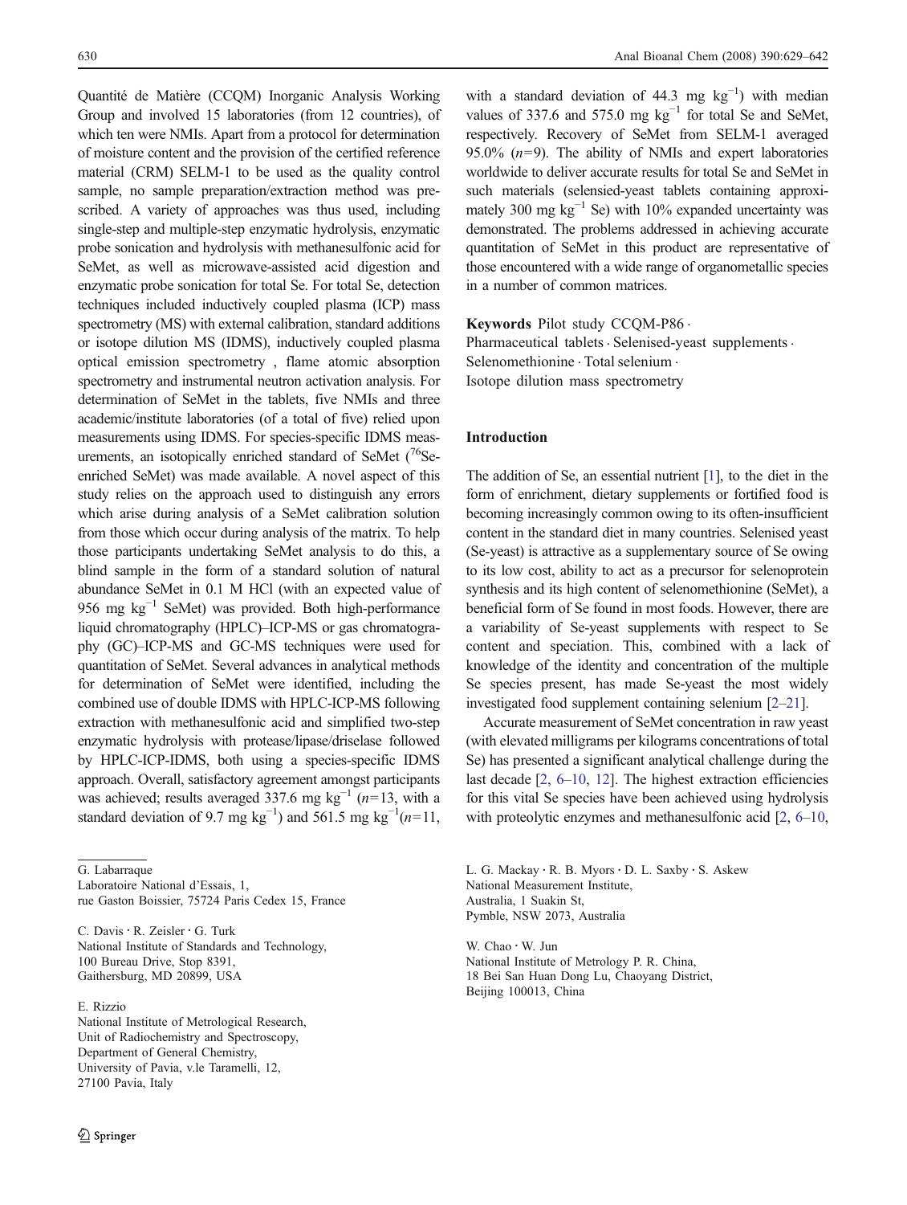Quantité de Matière (CCQM) Inorganic Analysis Working Group and involved 15 laboratories (from 12 countries), of which ten were NMIs. Apart from a protocol for determination of moisture content and the provision of the certified reference material (CRM) SELM-1 to be used as the quality control sample, no sample preparation/extraction method was prescribed. A variety of approaches was thus used, including single-step and multiple-step enzymatic hydrolysis, enzymatic probe sonication and hydrolysis with methanesulfonic acid for SeMet, as well as microwave-assisted acid digestion and enzymatic probe sonication for total Se. For total Se, detection techniques included inductively coupled plasma (ICP) mass spectrometry (MS) with external calibration, standard additions or isotope dilution MS (IDMS), inductively coupled plasma optical emission spectrometry , flame atomic absorption spectrometry and instrumental neutron activation analysis. For determination of SeMet in the tablets, five NMIs and three academic/institute laboratories (of a total of five) relied upon measurements using IDMS. For species-specific IDMS measurements, an isotopically enriched standard of SeMet ($^{76}$Se-enriched SeMet) was made available. A novel aspect of this study relies on the approach used to distinguish any errors which arise during analysis of a SeMet calibration solution from those which occur during analysis of the matrix. To help those participants undertaking SeMet analysis to do this, a blind sample in the form of a standard solution of natural abundance SeMet in 0.1 M HCl (with an expected value of 956 mg kg$^{-1}$ SeMet) was provided. Both high-performance liquid chromatography (HPLC)–ICP-MS or gas chromatography (GC)–ICP-MS and GC-MS techniques were used for quantitation of SeMet. Several advances in analytical methods for determination of SeMet were identified, including the combined use of double IDMS with HPLC-ICP-MS following extraction with methanesulfonic acid and simplified two-step enzymatic hydrolysis with protease/lipase/driselase followed by HPLC-ICP-IDMS, both using a species-specific IDMS approach. Overall, satisfactory agreement amongst participants was achieved; results averaged 337.6 mg kg$^{-1}$ ($n$=13, with a standard deviation of 9.7 mg kg$^{-1}$) and 561.5 mg kg$^{-1}$($n$=11, with a standard deviation of 44.3 mg kg$^{-1}$) with median values of 337.6 and 575.0 mg kg$^{-1}$ for total Se and SeMet, respectively. Recovery of SeMet from SELM-1 averaged 95.0% ($n$=9). The ability of NMIs and expert laboratories worldwide to deliver accurate results for total Se and SeMet in such materials (selensied-yeast tablets containing approximately 300 mg kg$^{-1}$ Se) with 10% expanded uncertainty was demonstrated. The problems addressed in achieving accurate quantitation of SeMet in this product are representative of those encountered with a wide range of organometallic species in a number of common matrices.

**Keywords** Pilot study CCQM-P86 · Pharmaceutical tablets · Selenised-yeast supplements · Selenomethionine · Total selenium · Isotope dilution mass spectrometry

G. Labarraque
Laboratoire National d'Essais, 1,
rue Gaston Boissier, 75724 Paris Cedex 15, France

C. Davis · R. Zeisler · G. Turk
National Institute of Standards and Technology,
100 Bureau Drive, Stop 8391,
Gaithersburg, MD 20899, USA

E. Rizzio
National Institute of Metrological Research,
Unit of Radiochemistry and Spectroscopy,
Department of General Chemistry,
University of Pavia, v.le Taramelli, 12,
27100 Pavia, Italy

L. G. Mackay · R. B. Myors · D. L. Saxby · S. Askew
National Measurement Institute,
Australia, 1 Suakin St,
Pymble, NSW 2073, Australia

W. Chao · W. Jun
National Institute of Metrology P. R. China,
18 Bei San Huan Dong Lu, Chaoyang District,
Beijing 100013, China

## Introduction

The addition of Se, an essential nutrient [1], to the diet in the form of enrichment, dietary supplements or fortified food is becoming increasingly common owing to its often-insufficient content in the standard diet in many countries. Selenised yeast (Se-yeast) is attractive as a supplementary source of Se owing to its low cost, ability to act as a precursor for selenoprotein synthesis and its high content of selenomethionine (SeMet), a beneficial form of Se found in most foods. However, there are a variability of Se-yeast supplements with respect to Se content and speciation. This, combined with a lack of knowledge of the identity and concentration of the multiple Se species present, has made Se-yeast the most widely investigated food supplement containing selenium [2–21].

Accurate measurement of SeMet concentration in raw yeast (with elevated milligrams per kilograms concentrations of total Se) has presented a significant analytical challenge during the last decade [2, 6–10, 12]. The highest extraction efficiencies for this vital Se species have been achieved using hydrolysis with proteolytic enzymes and methanesulfonic acid [2, 6–10,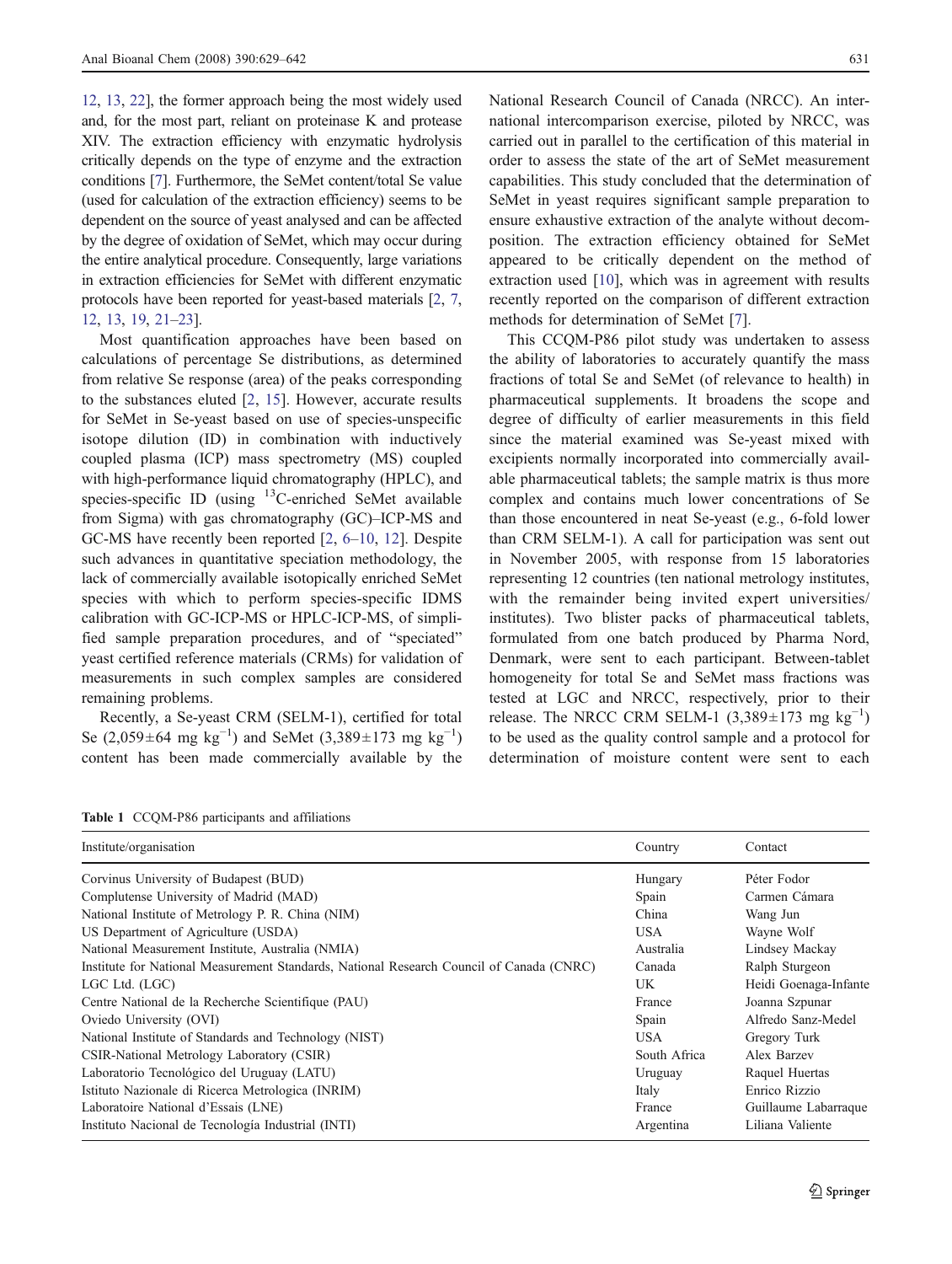12, 13, 22], the former approach being the most widely used and, for the most part, reliant on proteinase K and protease XIV. The extraction efficiency with enzymatic hydrolysis critically depends on the type of enzyme and the extraction conditions [7]. Furthermore, the SeMet content/total Se value (used for calculation of the extraction efficiency) seems to be dependent on the source of yeast analysed and can be affected by the degree of oxidation of SeMet, which may occur during the entire analytical procedure. Consequently, large variations in extraction efficiencies for SeMet with different enzymatic protocols have been reported for yeast-based materials [2, 7, 12, 13, 19, 21–23].

Most quantification approaches have been based on calculations of percentage Se distributions, as determined from relative Se response (area) of the peaks corresponding to the substances eluted [2, 15]. However, accurate results for SeMet in Se-yeast based on use of species-unspecific isotope dilution (ID) in combination with inductively coupled plasma (ICP) mass spectrometry (MS) coupled with high-performance liquid chromatography (HPLC), and species-specific ID (using $^{13}$C-enriched SeMet available from Sigma) with gas chromatography (GC)–ICP-MS and GC-MS have recently been reported [2, 6–10, 12]. Despite such advances in quantitative speciation methodology, the lack of commercially available isotopically enriched SeMet species with which to perform species-specific IDMS calibration with GC-ICP-MS or HPLC-ICP-MS, of simplified sample preparation procedures, and of "speciated" yeast certified reference materials (CRMs) for validation of measurements in such complex samples are considered remaining problems.

Recently, a Se-yeast CRM (SELM-1), certified for total Se (2,059±64 mg kg$^{-1}$) and SeMet (3,389±173 mg kg$^{-1}$) content has been made commercially available by the National Research Council of Canada (NRCC). An international intercomparison exercise, piloted by NRCC, was carried out in parallel to the certification of this material in order to assess the state of the art of SeMet measurement capabilities. This study concluded that the determination of SeMet in yeast requires significant sample preparation to ensure exhaustive extraction of the analyte without decomposition. The extraction efficiency obtained for SeMet appeared to be critically dependent on the method of extraction used [10], which was in agreement with results recently reported on the comparison of different extraction methods for determination of SeMet [7].

This CCQM-P86 pilot study was undertaken to assess the ability of laboratories to accurately quantify the mass fractions of total Se and SeMet (of relevance to health) in pharmaceutical supplements. It broadens the scope and degree of difficulty of earlier measurements in this field since the material examined was Se-yeast mixed with excipients normally incorporated into commercially available pharmaceutical tablets; the sample matrix is thus more complex and contains much lower concentrations of Se than those encountered in neat Se-yeast (e.g., 6-fold lower than CRM SELM-1). A call for participation was sent out in November 2005, with response from 15 laboratories representing 12 countries (ten national metrology institutes, with the remainder being invited expert universities/institutes). Two blister packs of pharmaceutical tablets, formulated from one batch produced by Pharma Nord, Denmark, were sent to each participant. Between-tablet homogeneity for total Se and SeMet mass fractions was tested at LGC and NRCC, respectively, prior to their release. The NRCC CRM SELM-1 (3,389±173 mg kg$^{-1}$) to be used as the quality control sample and a protocol for determination of moisture content were sent to each

**Table 1** CCQM-P86 participants and affiliations

| Institute/organisation | Country | Contact |
|---|---|---|
| Corvinus University of Budapest (BUD) | Hungary | Péter Fodor |
| Complutense University of Madrid (MAD) | Spain | Carmen Cámara |
| National Institute of Metrology P. R. China (NIM) | China | Wang Jun |
| US Department of Agriculture (USDA) | USA | Wayne Wolf |
| National Measurement Institute, Australia (NMIA) | Australia | Lindsey Mackay |
| Institute for National Measurement Standards, National Research Council of Canada (CNRC) | Canada | Ralph Sturgeon |
| LGC Ltd. (LGC) | UK | Heidi Goenaga-Infante |
| Centre National de la Recherche Scientifique (PAU) | France | Joanna Szpunar |
| Oviedo University (OVI) | Spain | Alfredo Sanz-Medel |
| National Institute of Standards and Technology (NIST) | USA | Gregory Turk |
| CSIR-National Metrology Laboratory (CSIR) | South Africa | Alex Barzev |
| Laboratorio Tecnológico del Uruguay (LATU) | Uruguay | Raquel Huertas |
| Istituto Nazionale di Ricerca Metrologica (INRIM) | Italy | Enrico Rizzio |
| Laboratoire National d'Essais (LNE) | France | Guillaume Labarraque |
| Instituto Nacional de Tecnología Industrial (INTI) | Argentina | Liliana Valiente |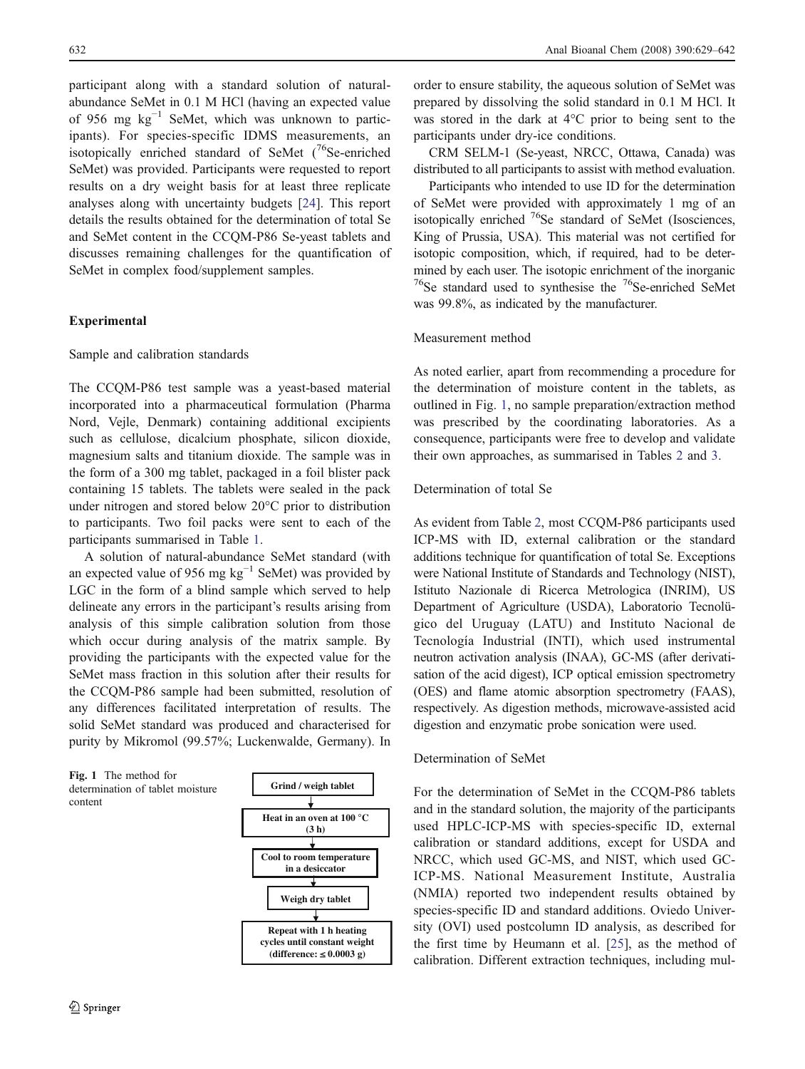participant along with a standard solution of natural-abundance SeMet in 0.1 M HCl (having an expected value of 956 mg kg$^{-1}$ SeMet, which was unknown to participants). For species-specific IDMS measurements, an isotopically enriched standard of SeMet ($^{76}$Se-enriched SeMet) was provided. Participants were requested to report results on a dry weight basis for at least three replicate analyses along with uncertainty budgets [24]. This report details the results obtained for the determination of total Se and SeMet content in the CCQM-P86 Se-yeast tablets and discusses remaining challenges for the quantification of SeMet in complex food/supplement samples.

## Experimental

### Sample and calibration standards

The CCQM-P86 test sample was a yeast-based material incorporated into a pharmaceutical formulation (Pharma Nord, Vejle, Denmark) containing additional excipients such as cellulose, dicalcium phosphate, silicon dioxide, magnesium salts and titanium dioxide. The sample was in the form of a 300 mg tablet, packaged in a foil blister pack containing 15 tablets. The tablets were sealed in the pack under nitrogen and stored below 20°C prior to distribution to participants. Two foil packs were sent to each of the participants summarised in Table 1.

A solution of natural-abundance SeMet standard (with an expected value of 956 mg kg$^{-1}$ SeMet) was provided by LGC in the form of a blind sample which served to help delineate any errors in the participant's results arising from analysis of this simple calibration solution from those which occur during analysis of the matrix sample. By providing the participants with the expected value for the SeMet mass fraction in this solution after their results for the CCQM-P86 sample had been submitted, resolution of any differences facilitated interpretation of results. The solid SeMet standard was produced and characterised for purity by Mikromol (99.57%; Luckenwalde, Germany). In order to ensure stability, the aqueous solution of SeMet was prepared by dissolving the solid standard in 0.1 M HCl. It was stored in the dark at 4°C prior to being sent to the participants under dry-ice conditions.

CRM SELM-1 (Se-yeast, NRCC, Ottawa, Canada) was distributed to all participants to assist with method evaluation.

Participants who intended to use ID for the determination of SeMet were provided with approximately 1 mg of an isotopically enriched $^{76}$Se standard of SeMet (Isosciences, King of Prussia, USA). This material was not certified for isotopic composition, which, if required, had to be determined by each user. The isotopic enrichment of the inorganic $^{76}$Se standard used to synthesise the $^{76}$Se-enriched SeMet was 99.8%, as indicated by the manufacturer.

```
Grind / weigh tablet
        ↓
Heat in an oven at 100 °C (3 h)
        ↓
Cool to room temperature in a desiccator
        ↓
Weigh dry tablet
        ↓
Repeat with 1 h heating cycles until constant weight (difference: ≤ 0.0003 g)
```

**Fig. 1** The method for determination of tablet moisture content

### Measurement method

As noted earlier, apart from recommending a procedure for the determination of moisture content in the tablets, as outlined in Fig. 1, no sample preparation/extraction method was prescribed by the coordinating laboratories. As a consequence, participants were free to develop and validate their own approaches, as summarised in Tables 2 and 3.

### Determination of total Se

As evident from Table 2, most CCQM-P86 participants used ICP-MS with ID, external calibration or the standard additions technique for quantification of total Se. Exceptions were National Institute of Standards and Technology (NIST), Istituto Nazionale di Ricerca Metrologica (INRIM), US Department of Agriculture (USDA), Laboratorio Tecnolügico del Uruguay (LATU) and Instituto Nacional de Tecnología Industrial (INTI), which used instrumental neutron activation analysis (INAA), GC-MS (after derivatisation of the acid digest), ICP optical emission spectrometry (OES) and flame atomic absorption spectrometry (FAAS), respectively. As digestion methods, microwave-assisted acid digestion and enzymatic probe sonication were used.

### Determination of SeMet

For the determination of SeMet in the CCQM-P86 tablets and in the standard solution, the majority of the participants used HPLC-ICP-MS with species-specific ID, external calibration or standard additions, except for USDA and NRCC, which used GC-MS, and NIST, which used GC-ICP-MS. National Measurement Institute, Australia (NMIA) reported two independent results obtained by species-specific ID and standard additions. Oviedo University (OVI) used postcolumn ID analysis, as described for the first time by Heumann et al. [25], as the method of calibration. Different extraction techniques, including mul-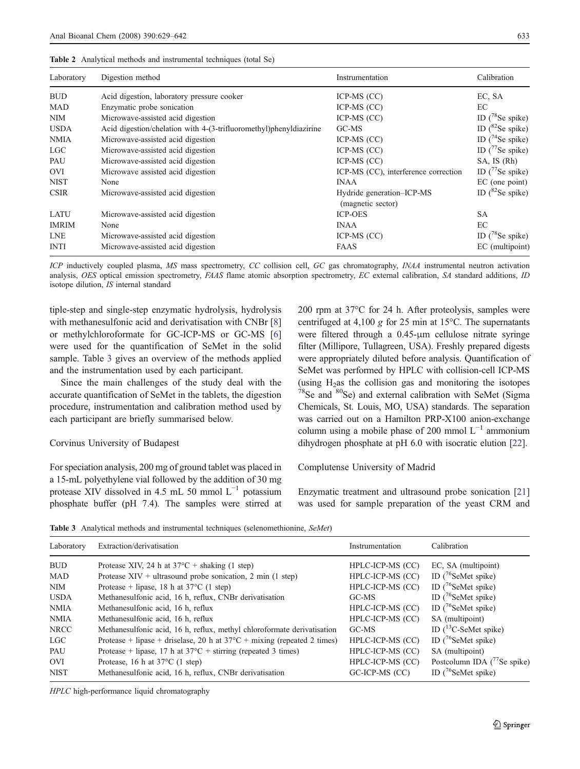Table 2 Analytical methods and instrumental techniques (total Se)

| Laboratory | Digestion method | Instrumentation | Calibration |
|---|---|---|---|
| BUD | Acid digestion, laboratory pressure cooker | ICP-MS (CC) | EC, SA |
| MAD | Enzymatic probe sonication | ICP-MS (CC) | EC |
| NIM | Microwave-assisted acid digestion | ICP-MS (CC) | ID ($^{78}$Se spike) |
| USDA | Acid digestion/chelation with 4-(3-trifluoromethyl)phenyldiazirine | GC-MS | ID ($^{82}$Se spike) |
| NMIA | Microwave-assisted acid digestion | ICP-MS (CC) | ID ($^{74}$Se spike) |
| LGC | Microwave-assisted acid digestion | ICP-MS (CC) | ID ($^{77}$Se spike) |
| PAU | Microwave-assisted acid digestion | ICP-MS (CC) | SA, IS (Rh) |
| OVI | Microwave assisted acid digestion | ICP-MS (CC), interference correction | ID ($^{77}$Se spike) |
| NIST | None | INAA | EC (one point) |
| CSIR | Microwave-assisted acid digestion | Hydride generation–ICP-MS (magnetic sector) | ID ($^{82}$Se spike) |
| LATU | Microwave-assisted acid digestion | ICP-OES | SA |
| IMRIM | None | INAA | EC |
| LNE | Microwave-assisted acid digestion | ICP-MS (CC) | ID ($^{78}$Se spike) |
| INTI | Microwave-assisted acid digestion | FAAS | EC (multipoint) |

*ICP* inductively coupled plasma, *MS* mass spectrometry, *CC* collision cell, *GC* gas chromatography, *INAA* instrumental neutron activation analysis, *OES* optical emission spectrometry, *FAAS* flame atomic absorption spectrometry, *EC* external calibration, *SA* standard additions, *ID* isotope dilution, *IS* internal standard

tiple-step and single-step enzymatic hydrolysis, hydrolysis with methanesulfonic acid and derivatisation with CNBr [8] or methylchloroformate for GC-ICP-MS or GC-MS [6] were used for the quantification of SeMet in the solid sample. Table 3 gives an overview of the methods applied and the instrumentation used by each participant.

Since the main challenges of the study deal with the accurate quantification of SeMet in the tablets, the digestion procedure, instrumentation and calibration method used by each participant are briefly summarised below.

### Corvinus University of Budapest

For speciation analysis, 200 mg of ground tablet was placed in a 15-mL polyethylene vial followed by the addition of 30 mg protease XIV dissolved in 4.5 mL 50 mmol $L^{-1}$ potassium phosphate buffer (pH 7.4). The samples were stirred at 200 rpm at 37°C for 24 h. After proteolysis, samples were centrifuged at 4,100 *g* for 25 min at 15°C. The supernatants were filtered through a 0.45-μm cellulose nitrate syringe filter (Millipore, Tullagreen, USA). Freshly prepared digests were appropriately diluted before analysis. Quantification of SeMet was performed by HPLC with collision-cell ICP-MS (using $H_2$as the collision gas and monitoring the isotopes $^{78}$Se and $^{80}$Se) and external calibration with SeMet (Sigma Chemicals, St. Louis, MO, USA) standards. The separation was carried out on a Hamilton PRP-X100 anion-exchange column using a mobile phase of 200 mmol $L^{-1}$ ammonium dihydrogen phosphate at pH 6.0 with isocratic elution [22].

### Complutense University of Madrid

Enzymatic treatment and ultrasound probe sonication [21] was used for sample preparation of the yeast CRM and

Table 3 Analytical methods and instrumental techniques (selenomethionine, *SeMet*)

| Laboratory | Extraction/derivatisation | Instrumentation | Calibration |
|---|---|---|---|
| BUD | Protease XIV, 24 h at 37°C + shaking (1 step) | HPLC-ICP-MS (CC) | EC, SA (multipoint) |
| MAD | Protease XIV + ultrasound probe sonication, 2 min (1 step) | HPLC-ICP-MS (CC) | ID ($^{76}$SeMet spike) |
| NIM | Protease + lipase, 18 h at 37°C (1 step) | HPLC-ICP-MS (CC) | ID ($^{76}$SeMet spike) |
| USDA | Methanesulfonic acid, 16 h, reflux, CNBr derivatisation | GC-MS | ID ($^{76}$SeMet spike) |
| NMIA | Methanesulfonic acid, 16 h, reflux | HPLC-ICP-MS (CC) | ID ($^{76}$SeMet spike) |
| NMIA | Methanesulfonic acid, 16 h, reflux | HPLC-ICP-MS (CC) | SA (multipoint) |
| NRCC | Methanesulfonic acid, 16 h, reflux, methyl chloroformate derivatisation | GC-MS | ID ($^{13}$C-SeMet spike) |
| LGC | Protease + lipase + driselase, 20 h at 37°C + mixing (repeated 2 times) | HPLC-ICP-MS (CC) | ID ($^{76}$SeMet spike) |
| PAU | Protease + lipase, 17 h at 37°C + stirring (repeated 3 times) | HPLC-ICP-MS (CC) | SA (multipoint) |
| OVI | Protease, 16 h at 37°C (1 step) | HPLC-ICP-MS (CC) | Postcolumn IDA ($^{77}$Se spike) |
| NIST | Methanesulfonic acid, 16 h, reflux, CNBr derivatisation | GC-ICP-MS (CC) | ID ($^{76}$SeMet spike) |

*HPLC* high-performance liquid chromatography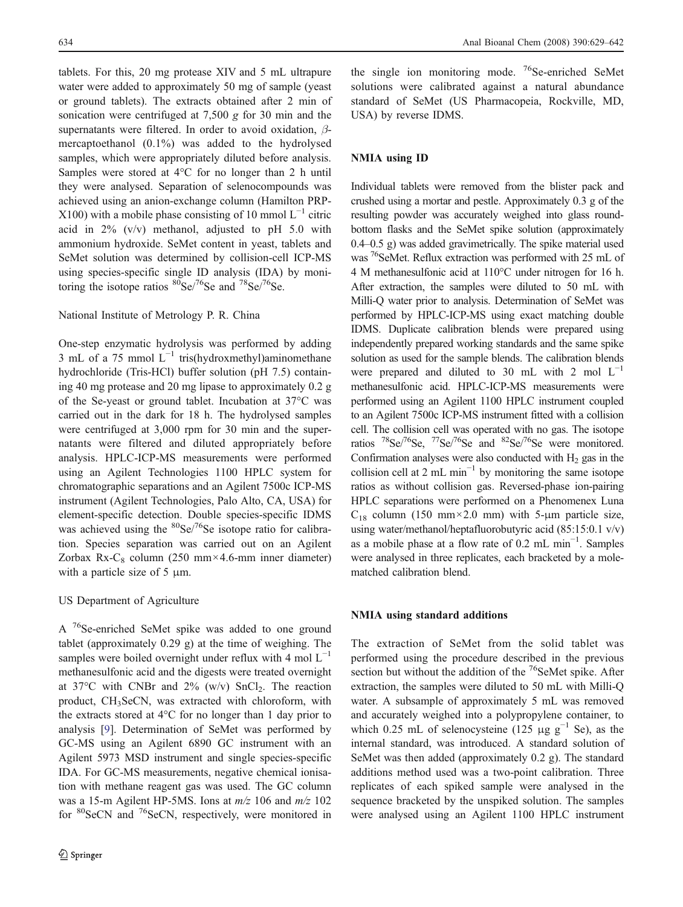tablets. For this, 20 mg protease XIV and 5 mL ultrapure water were added to approximately 50 mg of sample (yeast or ground tablets). The extracts obtained after 2 min of sonication were centrifuged at 7,500 *g* for 30 min and the supernatants were filtered. In order to avoid oxidation, *β*-mercaptoethanol (0.1%) was added to the hydrolysed samples, which were appropriately diluted before analysis. Samples were stored at 4°C for no longer than 2 h until they were analysed. Separation of selenocompounds was achieved using an anion-exchange column (Hamilton PRP-X100) with a mobile phase consisting of 10 mmol $L^{-1}$ citric acid in 2% (v/v) methanol, adjusted to pH 5.0 with ammonium hydroxide. SeMet content in yeast, tablets and SeMet solution was determined by collision-cell ICP-MS using species-specific single ID analysis (IDA) by monitoring the isotope ratios $^{80}$Se/$^{76}$Se and $^{78}$Se/$^{76}$Se.

National Institute of Metrology P. R. China

One-step enzymatic hydrolysis was performed by adding 3 mL of a 75 mmol $L^{-1}$ tris(hydroxmethyl)aminomethane hydrochloride (Tris-HCl) buffer solution (pH 7.5) containing 40 mg protease and 20 mg lipase to approximately 0.2 g of the Se-yeast or ground tablet. Incubation at 37°C was carried out in the dark for 18 h. The hydrolysed samples were centrifuged at 3,000 rpm for 30 min and the supernatants were filtered and diluted appropriately before analysis. HPLC-ICP-MS measurements were performed using an Agilent Technologies 1100 HPLC system for chromatographic separations and an Agilent 7500c ICP-MS instrument (Agilent Technologies, Palo Alto, CA, USA) for element-specific detection. Double species-specific IDMS was achieved using the $^{80}$Se/$^{76}$Se isotope ratio for calibration. Species separation was carried out on an Agilent Zorbax Rx-$C_8$ column (250 mm×4.6-mm inner diameter) with a particle size of 5 μm.

US Department of Agriculture

A $^{76}$Se-enriched SeMet spike was added to one ground tablet (approximately 0.29 g) at the time of weighing. The samples were boiled overnight under reflux with 4 mol $L^{-1}$ methanesulfonic acid and the digests were treated overnight at 37°C with CNBr and 2% (w/v) $SnCl_2$. The reaction product, $CH_3SeCN$, was extracted with chloroform, with the extracts stored at 4°C for no longer than 1 day prior to analysis [9]. Determination of SeMet was performed by GC-MS using an Agilent 6890 GC instrument with an Agilent 5973 MSD instrument and single species-specific IDA. For GC-MS measurements, negative chemical ionisation with methane reagent gas was used. The GC column was a 15-m Agilent HP-5MS. Ions at *m/z* 106 and *m/z* 102 for $^{80}$SeCN and $^{76}$SeCN, respectively, were monitored in the single ion monitoring mode. $^{76}$Se-enriched SeMet solutions were calibrated against a natural abundance standard of SeMet (US Pharmacopeia, Rockville, MD, USA) by reverse IDMS.

#### NMIA using ID

Individual tablets were removed from the blister pack and crushed using a mortar and pestle. Approximately 0.3 g of the resulting powder was accurately weighed into glass round-bottom flasks and the SeMet spike solution (approximately 0.4–0.5 g) was added gravimetrically. The spike material used was $^{76}$SeMet. Reflux extraction was performed with 25 mL of 4 M methanesulfonic acid at 110°C under nitrogen for 16 h. After extraction, the samples were diluted to 50 mL with Milli-Q water prior to analysis. Determination of SeMet was performed by HPLC-ICP-MS using exact matching double IDMS. Duplicate calibration blends were prepared using independently prepared working standards and the same spike solution as used for the sample blends. The calibration blends were prepared and diluted to 30 mL with 2 mol $L^{-1}$ methanesulfonic acid. HPLC-ICP-MS measurements were performed using an Agilent 1100 HPLC instrument coupled to an Agilent 7500c ICP-MS instrument fitted with a collision cell. The collision cell was operated with no gas. The isotope ratios $^{78}$Se/$^{76}$Se, $^{77}$Se/$^{76}$Se and $^{82}$Se/$^{76}$Se were monitored. Confirmation analyses were also conducted with $H_2$ gas in the collision cell at 2 mL $min^{-1}$ by monitoring the same isotope ratios as without collision gas. Reversed-phase ion-pairing HPLC separations were performed on a Phenomenex Luna $C_{18}$ column (150 mm×2.0 mm) with 5-μm particle size, using water/methanol/heptafluorobutyric acid (85:15:0.1 v/v) as a mobile phase at a flow rate of 0.2 mL $min^{-1}$. Samples were analysed in three replicates, each bracketed by a mole-matched calibration blend.

#### NMIA using standard additions

The extraction of SeMet from the solid tablet was performed using the procedure described in the previous section but without the addition of the $^{76}$SeMet spike. After extraction, the samples were diluted to 50 mL with Milli-Q water. A subsample of approximately 5 mL was removed and accurately weighed into a polypropylene container, to which 0.25 mL of selenocysteine (125 μg $g^{-1}$ Se), as the internal standard, was introduced. A standard solution of SeMet was then added (approximately 0.2 g). The standard additions method used was a two-point calibration. Three replicates of each spiked sample were analysed in the sequence bracketed by the unspiked solution. The samples were analysed using an Agilent 1100 HPLC instrument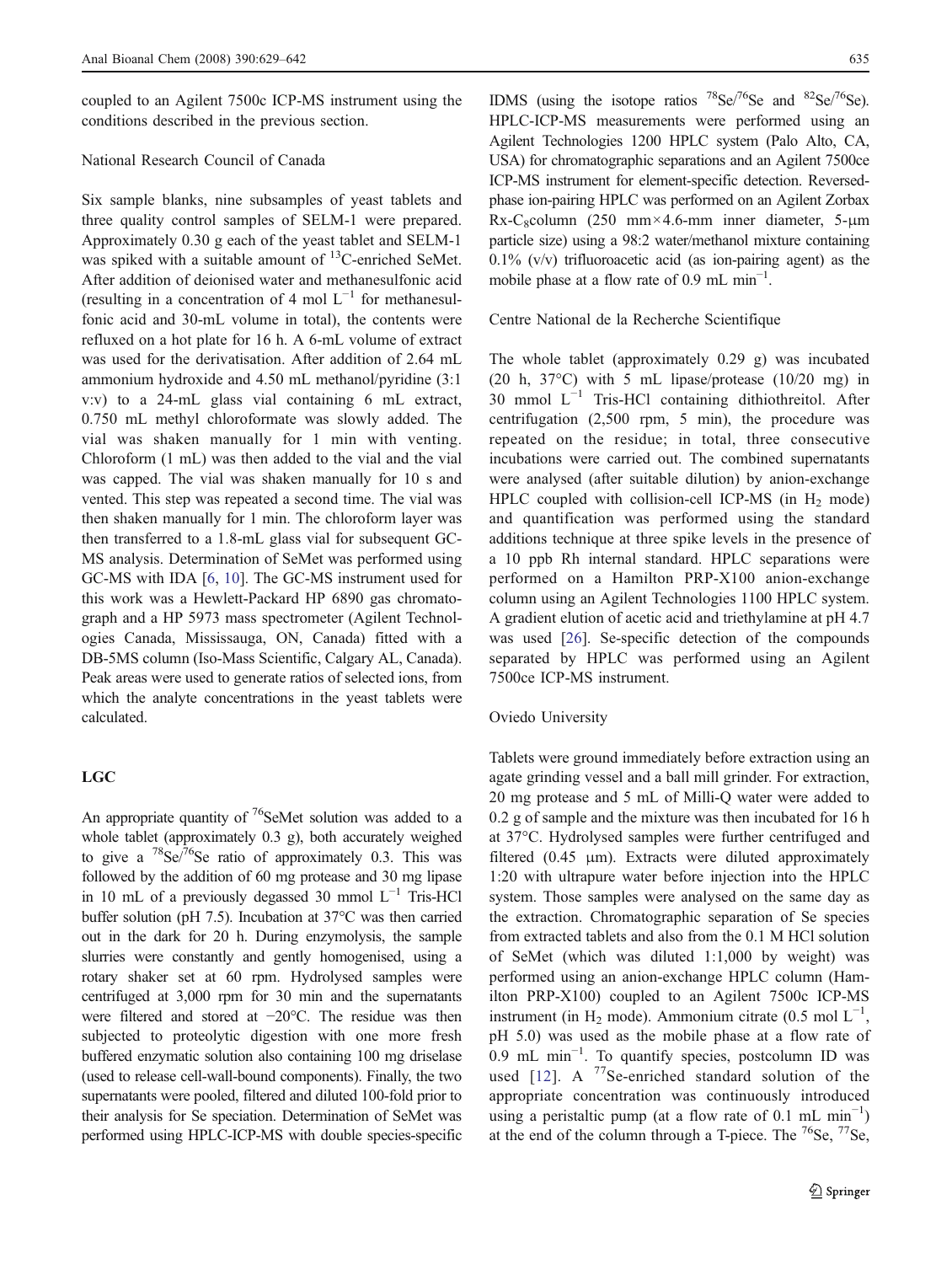coupled to an Agilent 7500c ICP-MS instrument using the conditions described in the previous section.

National Research Council of Canada

Six sample blanks, nine subsamples of yeast tablets and three quality control samples of SELM-1 were prepared. Approximately 0.30 g each of the yeast tablet and SELM-1 was spiked with a suitable amount of $^{13}$C-enriched SeMet. After addition of deionised water and methanesulfonic acid (resulting in a concentration of 4 mol $L^{-1}$ for methanesulfonic acid and 30-mL volume in total), the contents were refluxed on a hot plate for 16 h. A 6-mL volume of extract was used for the derivatisation. After addition of 2.64 mL ammonium hydroxide and 4.50 mL methanol/pyridine (3:1 v:v) to a 24-mL glass vial containing 6 mL extract, 0.750 mL methyl chloroformate was slowly added. The vial was shaken manually for 1 min with venting. Chloroform (1 mL) was then added to the vial and the vial was capped. The vial was shaken manually for 10 s and vented. This step was repeated a second time. The vial was then shaken manually for 1 min. The chloroform layer was then transferred to a 1.8-mL glass vial for subsequent GC-MS analysis. Determination of SeMet was performed using GC-MS with IDA [6, 10]. The GC-MS instrument used for this work was a Hewlett-Packard HP 6890 gas chromatograph and a HP 5973 mass spectrometer (Agilent Technologies Canada, Mississauga, ON, Canada) fitted with a DB-5MS column (Iso-Mass Scientific, Calgary AL, Canada). Peak areas were used to generate ratios of selected ions, from which the analyte concentrations in the yeast tablets were calculated.

## LGC

An appropriate quantity of $^{76}$SeMet solution was added to a whole tablet (approximately 0.3 g), both accurately weighed to give a $^{78}$Se/$^{76}$Se ratio of approximately 0.3. This was followed by the addition of 60 mg protease and 30 mg lipase in 10 mL of a previously degassed 30 mmol $L^{-1}$ Tris-HCl buffer solution (pH 7.5). Incubation at 37°C was then carried out in the dark for 20 h. During enzymolysis, the sample slurries were constantly and gently homogenised, using a rotary shaker set at 60 rpm. Hydrolysed samples were centrifuged at 3,000 rpm for 30 min and the supernatants were filtered and stored at −20°C. The residue was then subjected to proteolytic digestion with one more fresh buffered enzymatic solution also containing 100 mg driselase (used to release cell-wall-bound components). Finally, the two supernatants were pooled, filtered and diluted 100-fold prior to their analysis for Se speciation. Determination of SeMet was performed using HPLC-ICP-MS with double species-specific IDMS (using the isotope ratios $^{78}$Se/$^{76}$Se and $^{82}$Se/$^{76}$Se). HPLC-ICP-MS measurements were performed using an Agilent Technologies 1200 HPLC system (Palo Alto, CA, USA) for chromatographic separations and an Agilent 7500ce ICP-MS instrument for element-specific detection. Reversed-phase ion-pairing HPLC was performed on an Agilent Zorbax Rx-$C_8$column (250 mm×4.6-mm inner diameter, 5-μm particle size) using a 98:2 water/methanol mixture containing 0.1% (v/v) trifluoroacetic acid (as ion-pairing agent) as the mobile phase at a flow rate of 0.9 mL $min^{-1}$.

Centre National de la Recherche Scientifique

The whole tablet (approximately 0.29 g) was incubated (20 h, 37°C) with 5 mL lipase/protease (10/20 mg) in 30 mmol $L^{-1}$ Tris-HCl containing dithiothreitol. After centrifugation (2,500 rpm, 5 min), the procedure was repeated on the residue; in total, three consecutive incubations were carried out. The combined supernatants were analysed (after suitable dilution) by anion-exchange HPLC coupled with collision-cell ICP-MS (in $H_2$ mode) and quantification was performed using the standard additions technique at three spike levels in the presence of a 10 ppb Rh internal standard. HPLC separations were performed on a Hamilton PRP-X100 anion-exchange column using an Agilent Technologies 1100 HPLC system. A gradient elution of acetic acid and triethylamine at pH 4.7 was used [26]. Se-specific detection of the compounds separated by HPLC was performed using an Agilent 7500ce ICP-MS instrument.

Oviedo University

Tablets were ground immediately before extraction using an agate grinding vessel and a ball mill grinder. For extraction, 20 mg protease and 5 mL of Milli-Q water were added to 0.2 g of sample and the mixture was then incubated for 16 h at 37°C. Hydrolysed samples were further centrifuged and filtered (0.45 μm). Extracts were diluted approximately 1:20 with ultrapure water before injection into the HPLC system. Those samples were analysed on the same day as the extraction. Chromatographic separation of Se species from extracted tablets and also from the 0.1 M HCl solution of SeMet (which was diluted 1:1,000 by weight) was performed using an anion-exchange HPLC column (Hamilton PRP-X100) coupled to an Agilent 7500c ICP-MS instrument (in $H_2$ mode). Ammonium citrate (0.5 mol $L^{-1}$, pH 5.0) was used as the mobile phase at a flow rate of 0.9 mL $min^{-1}$. To quantify species, postcolumn ID was used [12]. A $^{77}$Se-enriched standard solution of the appropriate concentration was continuously introduced using a peristaltic pump (at a flow rate of 0.1 mL $min^{-1}$) at the end of the column through a T-piece. The $^{76}$Se, $^{77}$Se,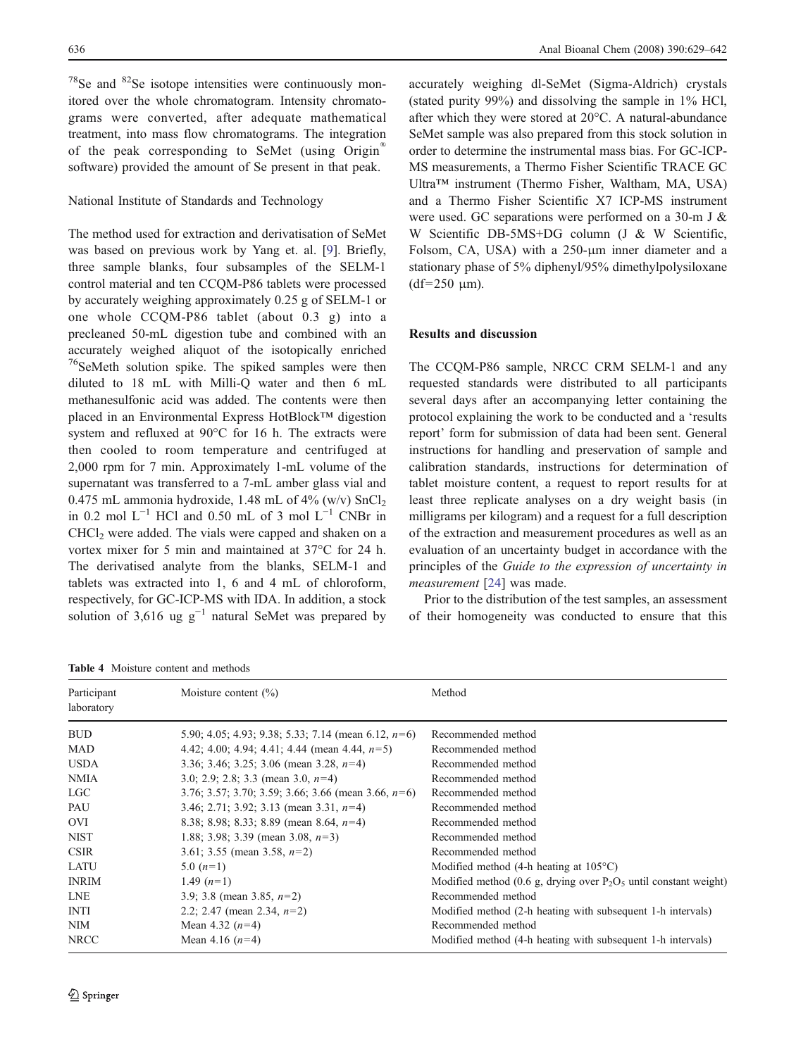$^{78}Se$ and $^{82}Se$ isotope intensities were continuously monitored over the whole chromatogram. Intensity chromatograms were converted, after adequate mathematical treatment, into mass flow chromatograms. The integration of the peak corresponding to SeMet (using Origin® software) provided the amount of Se present in that peak.

National Institute of Standards and Technology

The method used for extraction and derivatisation of SeMet was based on previous work by Yang et. al. [9]. Briefly, three sample blanks, four subsamples of the SELM-1 control material and ten CCQM-P86 tablets were processed by accurately weighing approximately 0.25 g of SELM-1 or one whole CCQM-P86 tablet (about 0.3 g) into a precleaned 50-mL digestion tube and combined with an accurately weighed aliquot of the isotopically enriched $^{76}$SeMeth solution spike. The spiked samples were then diluted to 18 mL with Milli-Q water and then 6 mL methanesulfonic acid was added. The contents were then placed in an Environmental Express HotBlock™ digestion system and refluxed at 90°C for 16 h. The extracts were then cooled to room temperature and centrifuged at 2,000 rpm for 7 min. Approximately 1-mL volume of the supernatant was transferred to a 7-mL amber glass vial and 0.475 mL ammonia hydroxide, 1.48 mL of 4% (w/v) $SnCl_2$ in 0.2 mol $L^{-1}$ HCl and 0.50 mL of 3 mol $L^{-1}$ CNBr in $CHCl_2$ were added. The vials were capped and shaken on a vortex mixer for 5 min and maintained at 37°C for 24 h. The derivatised analyte from the blanks, SELM-1 and tablets was extracted into 1, 6 and 4 mL of chloroform, respectively, for GC-ICP-MS with IDA. In addition, a stock solution of 3,616 ug $g^{-1}$ natural SeMet was prepared by accurately weighing dl-SeMet (Sigma-Aldrich) crystals (stated purity 99%) and dissolving the sample in 1% HCl, after which they were stored at 20°C. A natural-abundance SeMet sample was also prepared from this stock solution in order to determine the instrumental mass bias. For GC-ICP-MS measurements, a Thermo Fisher Scientific TRACE GC Ultra™ instrument (Thermo Fisher, Waltham, MA, USA) and a Thermo Fisher Scientific X7 ICP-MS instrument were used. GC separations were performed on a 30-m J & W Scientific DB-5MS+DG column (J & W Scientific, Folsom, CA, USA) with a 250-μm inner diameter and a stationary phase of 5% diphenyl/95% dimethylpolysiloxane (df=250 μm).

## Results and discussion

The CCQM-P86 sample, NRCC CRM SELM-1 and any requested standards were distributed to all participants several days after an accompanying letter containing the protocol explaining the work to be conducted and a 'results report' form for submission of data had been sent. General instructions for handling and preservation of sample and calibration standards, instructions for determination of tablet moisture content, a request to report results for at least three replicate analyses on a dry weight basis (in milligrams per kilogram) and a request for a full description of the extraction and measurement procedures as well as an evaluation of an uncertainty budget in accordance with the principles of the *Guide to the expression of uncertainty in measurement* [24] was made.

Prior to the distribution of the test samples, an assessment of their homogeneity was conducted to ensure that this

**Table 4** Moisture content and methods

| Participant laboratory | Moisture content (%) | Method |
|---|---|---|
| BUD | 5.90; 4.05; 4.93; 9.38; 5.33; 7.14 (mean 6.12, *n*=6) | Recommended method |
| MAD | 4.42; 4.00; 4.94; 4.41; 4.44 (mean 4.44, *n*=5) | Recommended method |
| USDA | 3.36; 3.46; 3.25; 3.06 (mean 3.28, *n*=4) | Recommended method |
| NMIA | 3.0; 2.9; 2.8; 3.3 (mean 3.0, *n*=4) | Recommended method |
| LGC | 3.76; 3.57; 3.70; 3.59; 3.66; 3.66 (mean 3.66, *n*=6) | Recommended method |
| PAU | 3.46; 2.71; 3.92; 3.13 (mean 3.31, *n*=4) | Recommended method |
| OVI | 8.38; 8.98; 8.33; 8.89 (mean 8.64, *n*=4) | Recommended method |
| NIST | 1.88; 3.98; 3.39 (mean 3.08, *n*=3) | Recommended method |
| CSIR | 3.61; 3.55 (mean 3.58, *n*=2) | Recommended method |
| LATU | 5.0 (*n*=1) | Modified method (4-h heating at 105°C) |
| INRIM | 1.49 (*n*=1) | Modified method (0.6 g, drying over $P_2O_5$ until constant weight) |
| LNE | 3.9; 3.8 (mean 3.85, *n*=2) | Recommended method |
| INTI | 2.2; 2.47 (mean 2.34, *n*=2) | Modified method (2-h heating with subsequent 1-h intervals) |
| NIM | Mean 4.32 (*n*=4) | Recommended method |
| NRCC | Mean 4.16 (*n*=4) | Modified method (4-h heating with subsequent 1-h intervals) |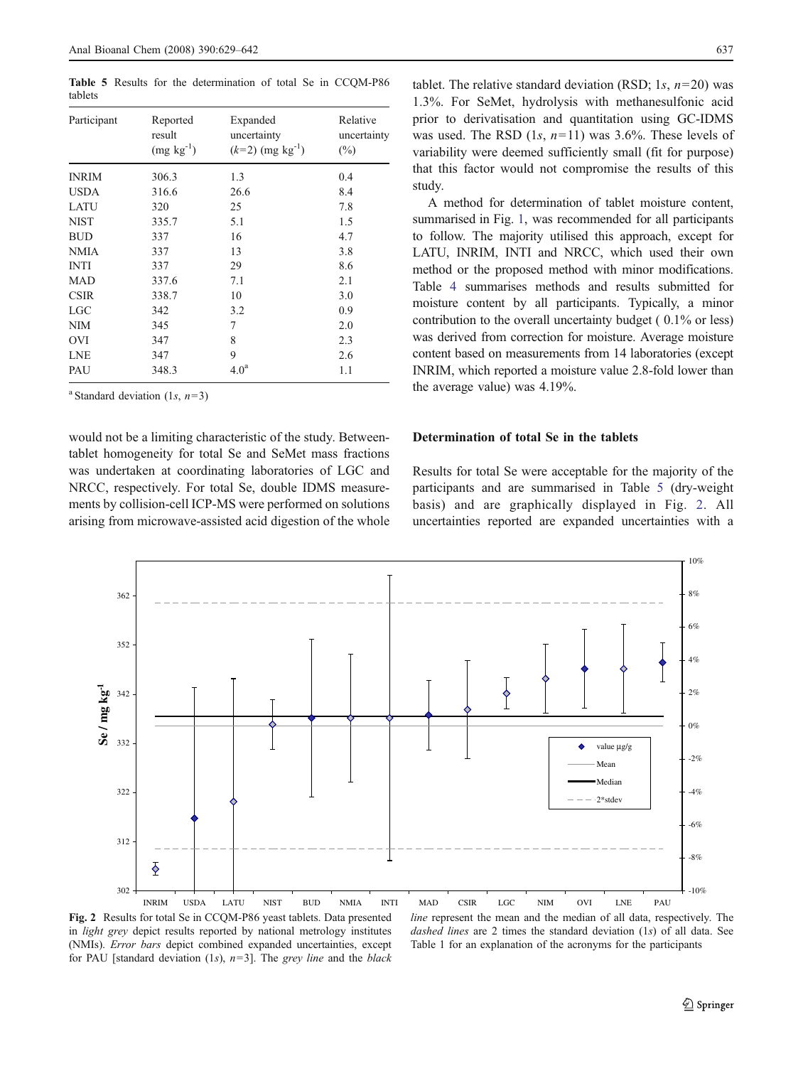**Table 5** Results for the determination of total Se in CCQM-P86 tablets

| Participant | Reported result (mg kg$^{-1}$) | Expanded uncertainty ($k$=2) (mg kg$^{-1}$) | Relative uncertainty (%) |
|---|---|---|---|
| INRIM | 306.3 | 1.3 | 0.4 |
| USDA | 316.6 | 26.6 | 8.4 |
| LATU | 320 | 25 | 7.8 |
| NIST | 335.7 | 5.1 | 1.5 |
| BUD | 337 | 16 | 4.7 |
| NMIA | 337 | 13 | 3.8 |
| INTI | 337 | 29 | 8.6 |
| MAD | 337.6 | 7.1 | 2.1 |
| CSIR | 338.7 | 10 | 3.0 |
| LGC | 342 | 3.2 | 0.9 |
| NIM | 345 | 7 | 2.0 |
| OVI | 347 | 8 | 2.3 |
| LNE | 347 | 9 | 2.6 |
| PAU | 348.3 | 4.0[a] | 1.1 |

[a] Standard deviation (1$s$, $n$=3)

would not be a limiting characteristic of the study. Between-tablet homogeneity for total Se and SeMet mass fractions was undertaken at coordinating laboratories of LGC and NRCC, respectively. For total Se, double IDMS measurements by collision-cell ICP-MS were performed on solutions arising from microwave-assisted acid digestion of the whole tablet. The relative standard deviation (RSD; 1$s$, $n$=20) was 1.3%. For SeMet, hydrolysis with methanesulfonic acid prior to derivatisation and quantitation using GC-IDMS was used. The RSD (1$s$, $n$=11) was 3.6%. These levels of variability were deemed sufficiently small (fit for purpose) that this factor would not compromise the results of this study.

A method for determination of tablet moisture content, summarised in Fig. 1, was recommended for all participants to follow. The majority utilised this approach, except for LATU, INRIM, INTI and NRCC, which used their own method or the proposed method with minor modifications. Table 4 summarises methods and results submitted for moisture content by all participants. Typically, a minor contribution to the overall uncertainty budget ( 0.1% or less) was derived from correction for moisture. Average moisture content based on measurements from 14 laboratories (except INRIM, which reported a moisture value 2.8-fold lower than the average value) was 4.19%.

### Determination of total Se in the tablets

Results for total Se were acceptable for the majority of the participants and are summarised in Table 5 (dry-weight basis) and are graphically displayed in Fig. 2. All uncertainties reported are expanded uncertainties with a

**Fig. 2** Results for total Se in CCQM-P86 yeast tablets. Data presented in *light grey* depict results reported by national metrology institutes (NMIs). *Error bars* depict combined expanded uncertainties, except for PAU [standard deviation (1$s$), $n$=3]. The *grey line* and the *black line* represent the mean and the median of all data, respectively. The *dashed lines* are 2 times the standard deviation (1$s$) of all data. See Table 1 for an explanation of the acronyms for the participants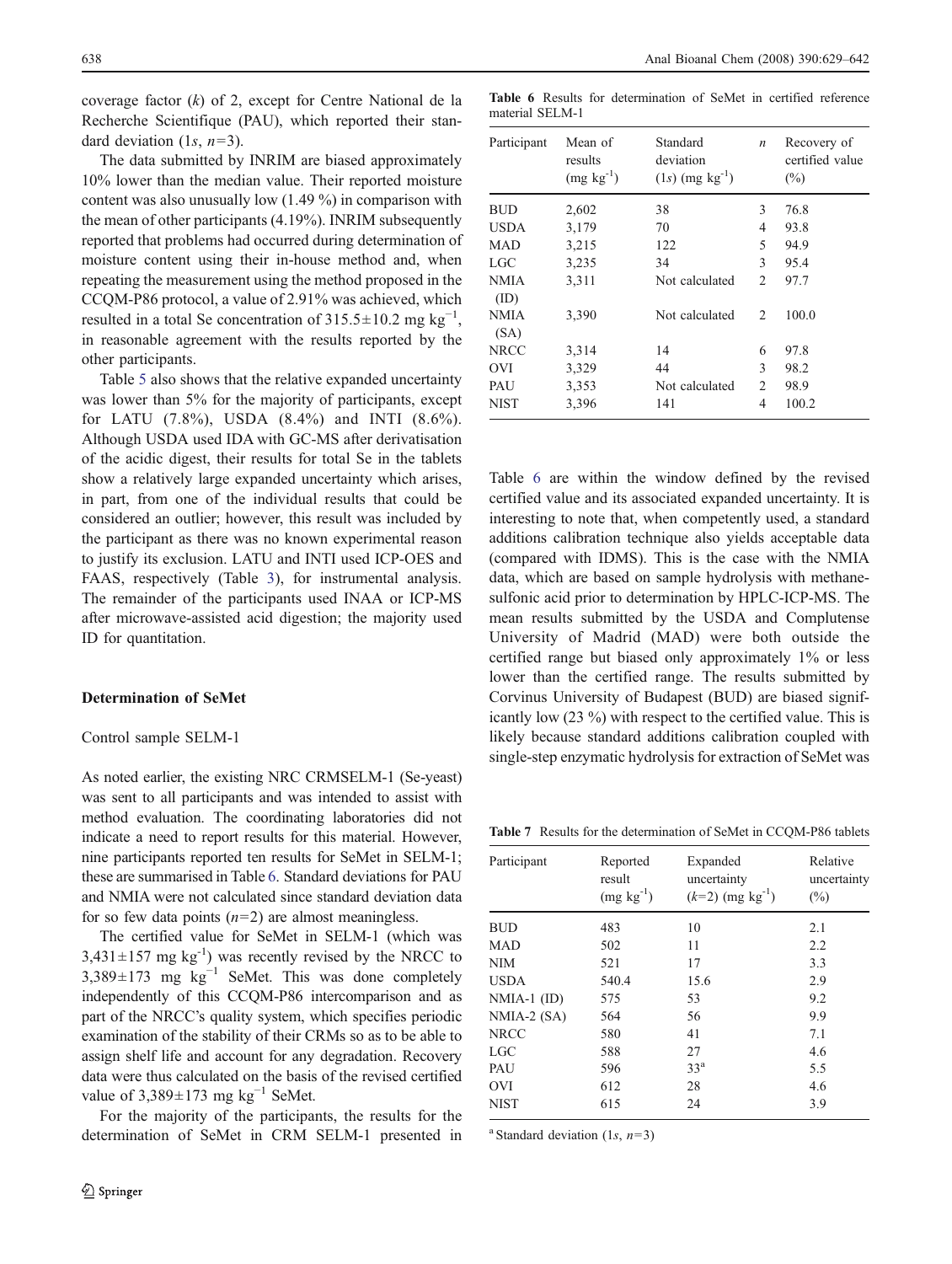coverage factor ($k$) of 2, except for Centre National de la Recherche Scientifique (PAU), which reported their standard deviation ($1s$, $n=3$).

The data submitted by INRIM are biased approximately 10% lower than the median value. Their reported moisture content was also unusually low (1.49 %) in comparison with the mean of other participants (4.19%). INRIM subsequently reported that problems had occurred during determination of moisture content using their in-house method and, when repeating the measurement using the method proposed in the CCQM-P86 protocol, a value of 2.91% was achieved, which resulted in a total Se concentration of $315.5 \pm 10.2$ mg kg$^{-1}$, in reasonable agreement with the results reported by the other participants.

Table 5 also shows that the relative expanded uncertainty was lower than 5% for the majority of participants, except for LATU (7.8%), USDA (8.4%) and INTI (8.6%). Although USDA used IDA with GC-MS after derivatisation of the acidic digest, their results for total Se in the tablets show a relatively large expanded uncertainty which arises, in part, from one of the individual results that could be considered an outlier; however, this result was included by the participant as there was no known experimental reason to justify its exclusion. LATU and INTI used ICP-OES and FAAS, respectively (Table 3), for instrumental analysis. The remainder of the participants used INAA or ICP-MS after microwave-assisted acid digestion; the majority used ID for quantitation.

## Determination of SeMet

### Control sample SELM-1

As noted earlier, the existing NRC CRMSELM-1 (Se-yeast) was sent to all participants and was intended to assist with method evaluation. The coordinating laboratories did not indicate a need to report results for this material. However, nine participants reported ten results for SeMet in SELM-1; these are summarised in Table 6. Standard deviations for PAU and NMIA were not calculated since standard deviation data for so few data points ($n=2$) are almost meaningless.

The certified value for SeMet in SELM-1 (which was $3{,}431 \pm 157$ mg kg$^{-1}$) was recently revised by the NRCC to $3{,}389 \pm 173$ mg kg$^{-1}$ SeMet. This was done completely independently of this CCQM-P86 intercomparison and as part of the NRCC's quality system, which specifies periodic examination of the stability of their CRMs so as to be able to assign shelf life and account for any degradation. Recovery data were thus calculated on the basis of the revised certified value of $3{,}389 \pm 173$ mg kg$^{-1}$ SeMet.

For the majority of the participants, the results for the determination of SeMet in CRM SELM-1 presented in Table 6 are within the window defined by the revised certified value and its associated expanded uncertainty. It is interesting to note that, when competently used, a standard additions calibration technique also yields acceptable data (compared with IDMS). This is the case with the NMIA data, which are based on sample hydrolysis with methanesulfonic acid prior to determination by HPLC-ICP-MS. The mean results submitted by the USDA and Complutense University of Madrid (MAD) were both outside the certified range but biased only approximately 1% or less lower than the certified range. The results submitted by Corvinus University of Budapest (BUD) are biased significantly low (23 %) with respect to the certified value. This is likely because standard additions calibration coupled with single-step enzymatic hydrolysis for extraction of SeMet was

**Table 6** Results for determination of SeMet in certified reference material SELM-1

| Participant | Mean of results (mg kg$^{-1}$) | Standard deviation ($1s$) (mg kg$^{-1}$) | $n$ | Recovery of certified value (%) |
|---|---|---|---|---|
| BUD | 2,602 | 38 | 3 | 76.8 |
| USDA | 3,179 | 70 | 4 | 93.8 |
| MAD | 3,215 | 122 | 5 | 94.9 |
| LGC | 3,235 | 34 | 3 | 95.4 |
| NMIA (ID) | 3,311 | Not calculated | 2 | 97.7 |
| NMIA (SA) | 3,390 | Not calculated | 2 | 100.0 |
| NRCC | 3,314 | 14 | 6 | 97.8 |
| OVI | 3,329 | 44 | 3 | 98.2 |
| PAU | 3,353 | Not calculated | 2 | 98.9 |
| NIST | 3,396 | 141 | 4 | 100.2 |

**Table 7** Results for the determination of SeMet in CCQM-P86 tablets

| Participant | Reported result (mg kg$^{-1}$) | Expanded uncertainty ($k=2$) (mg kg$^{-1}$) | Relative uncertainty (%) |
|---|---|---|---|
| BUD | 483 | 10 | 2.1 |
| MAD | 502 | 11 | 2.2 |
| NIM | 521 | 17 | 3.3 |
| USDA | 540.4 | 15.6 | 2.9 |
| NMIA-1 (ID) | 575 | 53 | 9.2 |
| NMIA-2 (SA) | 564 | 56 | 9.9 |
| NRCC | 580 | 41 | 7.1 |
| LGC | 588 | 27 | 4.6 |
| PAU | 596 | 33[a] | 5.5 |
| OVI | 612 | 28 | 4.6 |
| NIST | 615 | 24 | 3.9 |

[a] Standard deviation ($1s$, $n=3$)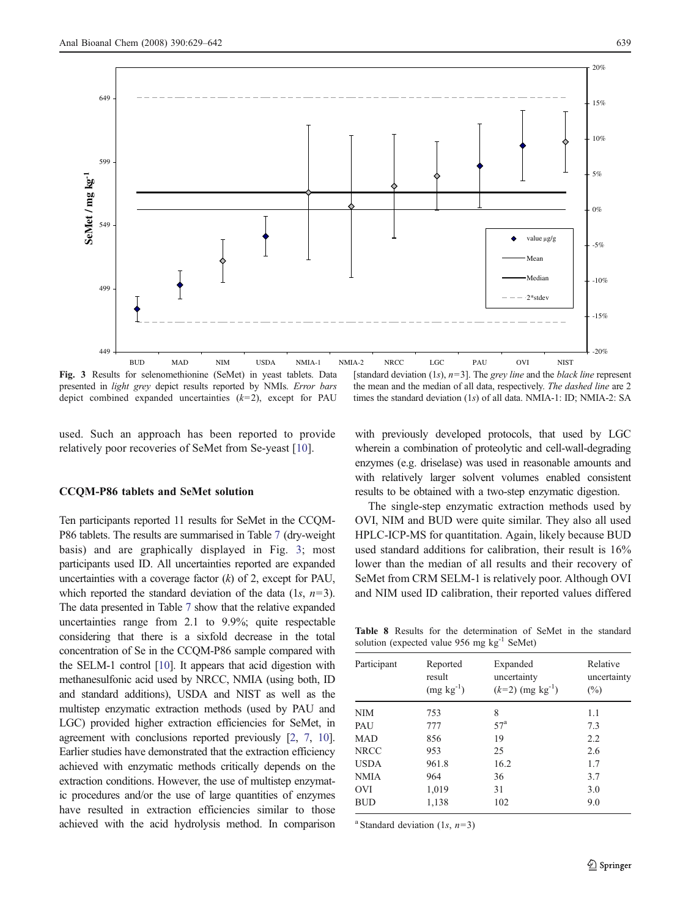Fig. 3 Results for selenomethionine (SeMet) in yeast tablets. Data presented in *light grey* depict results reported by NMIs. *Error bars* depict combined expanded uncertainties ($k$=2), except for PAU [standard deviation (1$s$), $n$=3]. The *grey line* and the *black line* represent the mean and the median of all data, respectively. *The dashed line* are 2 times the standard deviation (1$s$) of all data. NMIA-1: ID; NMIA-2: SA

used. Such an approach has been reported to provide relatively poor recoveries of SeMet from Se-yeast [10].

### CCQM-P86 tablets and SeMet solution

Ten participants reported 11 results for SeMet in the CCQM-P86 tablets. The results are summarised in Table 7 (dry-weight basis) and are graphically displayed in Fig. 3; most participants used ID. All uncertainties reported are expanded uncertainties with a coverage factor ($k$) of 2, except for PAU, which reported the standard deviation of the data (1$s$, $n$=3). The data presented in Table 7 show that the relative expanded uncertainties range from 2.1 to 9.9%; quite respectable considering that there is a sixfold decrease in the total concentration of Se in the CCQM-P86 sample compared with the SELM-1 control [10]. It appears that acid digestion with methanesulfonic acid used by NRCC, NMIA (using both, ID and standard additions), USDA and NIST as well as the multistep enzymatic extraction methods (used by PAU and LGC) provided higher extraction efficiencies for SeMet, in agreement with conclusions reported previously [2, 7, 10]. Earlier studies have demonstrated that the extraction efficiency achieved with enzymatic methods critically depends on the extraction conditions. However, the use of multistep enzymatic procedures and/or the use of large quantities of enzymes have resulted in extraction efficiencies similar to those achieved with the acid hydrolysis method. In comparison with previously developed protocols, that used by LGC wherein a combination of proteolytic and cell-wall-degrading enzymes (e.g. driselase) was used in reasonable amounts and with relatively larger solvent volumes enabled consistent results to be obtained with a two-step enzymatic digestion.

The single-step enzymatic extraction methods used by OVI, NIM and BUD were quite similar. They also all used HPLC-ICP-MS for quantitation. Again, likely because BUD used standard additions for calibration, their result is 16% lower than the median of all results and their recovery of SeMet from CRM SELM-1 is relatively poor. Although OVI and NIM used ID calibration, their reported values differed

Table 8 Results for the determination of SeMet in the standard solution (expected value 956 mg kg$^{-1}$ SeMet)

| Participant | Reported result (mg kg$^{-1}$) | Expanded uncertainty ($k$=2) (mg kg$^{-1}$) | Relative uncertainty (%) |
|---|---|---|---|
| NIM | 753 | 8 | 1.1 |
| PAU | 777 | 57[a] | 7.3 |
| MAD | 856 | 19 | 2.2 |
| NRCC | 953 | 25 | 2.6 |
| USDA | 961.8 | 16.2 | 1.7 |
| NMIA | 964 | 36 | 3.7 |
| OVI | 1,019 | 31 | 3.0 |
| BUD | 1,138 | 102 | 9.0 |

[a] Standard deviation (1$s$, $n$=3)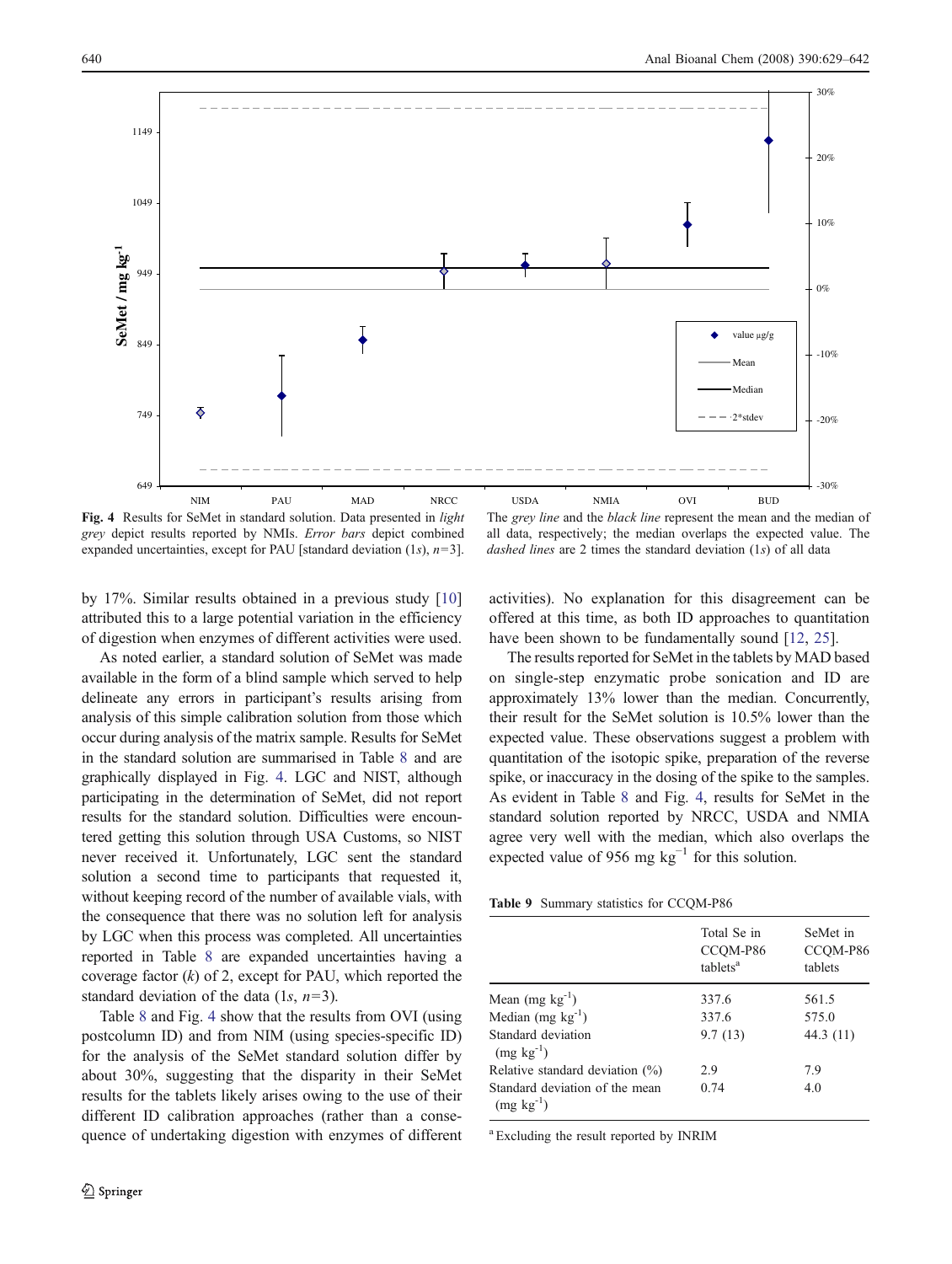Fig. 4 Results for SeMet in standard solution. Data presented in *light grey* depict results reported by NMIs. *Error bars* depict combined expanded uncertainties, except for PAU [standard deviation (1*s*), *n*=3]. The *grey line* and the *black line* represent the mean and the median of all data, respectively; the median overlaps the expected value. The *dashed lines* are 2 times the standard deviation (1*s*) of all data

by 17%. Similar results obtained in a previous study [10] attributed this to a large potential variation in the efficiency of digestion when enzymes of different activities were used.

As noted earlier, a standard solution of SeMet was made available in the form of a blind sample which served to help delineate any errors in participant's results arising from analysis of this simple calibration solution from those which occur during analysis of the matrix sample. Results for SeMet in the standard solution are summarised in Table 8 and are graphically displayed in Fig. 4. LGC and NIST, although participating in the determination of SeMet, did not report results for the standard solution. Difficulties were encountered getting this solution through USA Customs, so NIST never received it. Unfortunately, LGC sent the standard solution a second time to participants that requested it, without keeping record of the number of available vials, with the consequence that there was no solution left for analysis by LGC when this process was completed. All uncertainties reported in Table 8 are expanded uncertainties having a coverage factor (*k*) of 2, except for PAU, which reported the standard deviation of the data (1*s*, *n*=3).

Table 8 and Fig. 4 show that the results from OVI (using postcolumn ID) and from NIM (using species-specific ID) for the analysis of the SeMet standard solution differ by about 30%, suggesting that the disparity in their SeMet results for the tablets likely arises owing to the use of their different ID calibration approaches (rather than a consequence of undertaking digestion with enzymes of different activities). No explanation for this disagreement can be offered at this time, as both ID approaches to quantitation have been shown to be fundamentally sound [12, 25].

The results reported for SeMet in the tablets by MAD based on single-step enzymatic probe sonication and ID are approximately 13% lower than the median. Concurrently, their result for the SeMet solution is 10.5% lower than the expected value. These observations suggest a problem with quantitation of the isotopic spike, preparation of the reverse spike, or inaccuracy in the dosing of the spike to the samples. As evident in Table 8 and Fig. 4, results for SeMet in the standard solution reported by NRCC, USDA and NMIA agree very well with the median, which also overlaps the expected value of 956 mg kg$^{-1}$ for this solution.

**Table 9** Summary statistics for CCQM-P86

| | Total Se in CCQM-P86 tablets[a] | SeMet in CCQM-P86 tablets |
|---|---|---|
| Mean (mg kg$^{-1}$) | 337.6 | 561.5 |
| Median (mg kg$^{-1}$) | 337.6 | 575.0 |
| Standard deviation (mg kg$^{-1}$) | 9.7 (13) | 44.3 (11) |
| Relative standard deviation (%) | 2.9 | 7.9 |
| Standard deviation of the mean (mg kg$^{-1}$) | 0.74 | 4.0 |

[a] Excluding the result reported by INRIM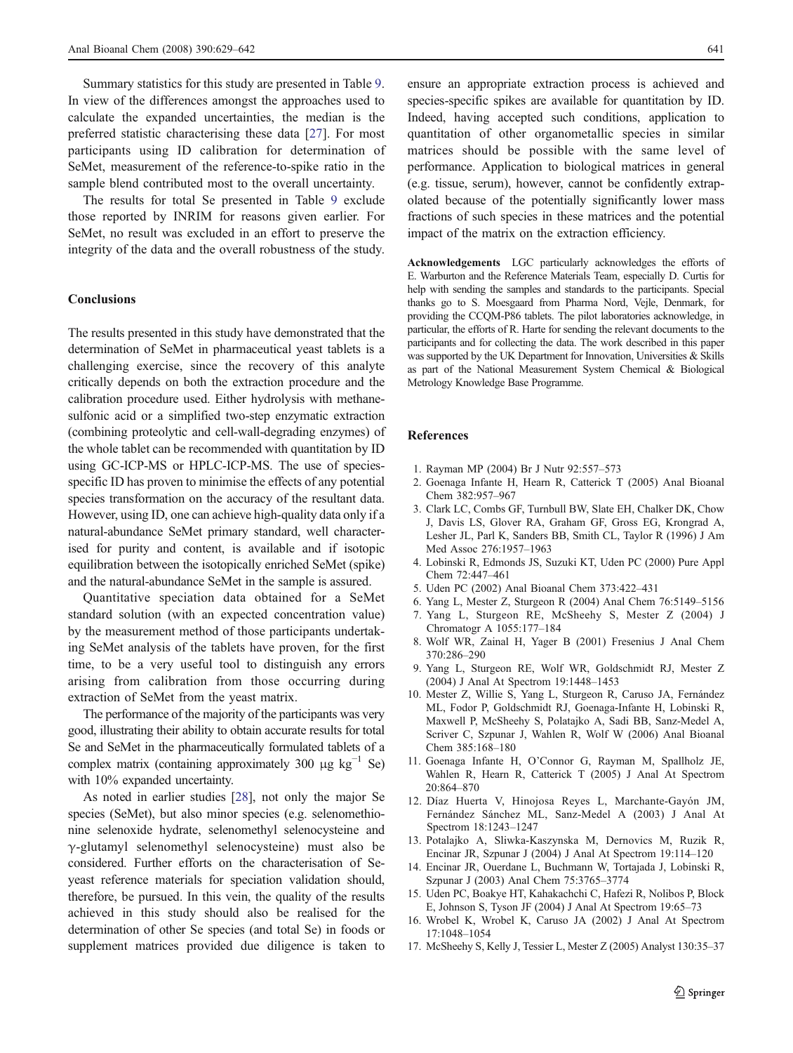Summary statistics for this study are presented in Table 9. In view of the differences amongst the approaches used to calculate the expanded uncertainties, the median is the preferred statistic characterising these data [27]. For most participants using ID calibration for determination of SeMet, measurement of the reference-to-spike ratio in the sample blend contributed most to the overall uncertainty.

The results for total Se presented in Table 9 exclude those reported by INRIM for reasons given earlier. For SeMet, no result was excluded in an effort to preserve the integrity of the data and the overall robustness of the study.

## Conclusions

The results presented in this study have demonstrated that the determination of SeMet in pharmaceutical yeast tablets is a challenging exercise, since the recovery of this analyte critically depends on both the extraction procedure and the calibration procedure used. Either hydrolysis with methanesulfonic acid or a simplified two-step enzymatic extraction (combining proteolytic and cell-wall-degrading enzymes) of the whole tablet can be recommended with quantitation by ID using GC-ICP-MS or HPLC-ICP-MS. The use of species-specific ID has proven to minimise the effects of any potential species transformation on the accuracy of the resultant data. However, using ID, one can achieve high-quality data only if a natural-abundance SeMet primary standard, well characterised for purity and content, is available and if isotopic equilibration between the isotopically enriched SeMet (spike) and the natural-abundance SeMet in the sample is assured.

Quantitative speciation data obtained for a SeMet standard solution (with an expected concentration value) by the measurement method of those participants undertaking SeMet analysis of the tablets have proven, for the first time, to be a very useful tool to distinguish any errors arising from calibration from those occurring during extraction of SeMet from the yeast matrix.

The performance of the majority of the participants was very good, illustrating their ability to obtain accurate results for total Se and SeMet in the pharmaceutically formulated tablets of a complex matrix (containing approximately 300 $\mu g\ kg^{-1}$ Se) with 10% expanded uncertainty.

As noted in earlier studies [28], not only the major Se species (SeMet), but also minor species (e.g. selenomethionine selenoxide hydrate, selenomethyl selenocysteine and $\gamma$-glutamyl selenomethyl selenocysteine) must also be considered. Further efforts on the characterisation of Se-yeast reference materials for speciation validation should, therefore, be pursued. In this vein, the quality of the results achieved in this study should also be realised for the determination of other Se species (and total Se) in foods or supplement matrices provided due diligence is taken to ensure an appropriate extraction process is achieved and species-specific spikes are available for quantitation by ID. Indeed, having accepted such conditions, application to quantitation of other organometallic species in similar matrices should be possible with the same level of performance. Application to biological matrices in general (e.g. tissue, serum), however, cannot be confidently extrapolated because of the potentially significantly lower mass fractions of such species in these matrices and the potential impact of the matrix on the extraction efficiency.

**Acknowledgements** LGC particularly acknowledges the efforts of E. Warburton and the Reference Materials Team, especially D. Curtis for help with sending the samples and standards to the participants. Special thanks go to S. Moesgaard from Pharma Nord, Vejle, Denmark, for providing the CCQM-P86 tablets. The pilot laboratories acknowledge, in particular, the efforts of R. Harte for sending the relevant documents to the participants and for collecting the data. The work described in this paper was supported by the UK Department for Innovation, Universities & Skills as part of the National Measurement System Chemical & Biological Metrology Knowledge Base Programme.

## References

1. Rayman MP (2004) Br J Nutr 92:557–573
2. Goenaga Infante H, Hearn R, Catterick T (2005) Anal Bioanal Chem 382:957–967
3. Clark LC, Combs GF, Turnbull BW, Slate EH, Chalker DK, Chow J, Davis LS, Glover RA, Graham GF, Gross EG, Krongrad A, Lesher JL, Parl K, Sanders BB, Smith CL, Taylor R (1996) J Am Med Assoc 276:1957–1963
4. Lobinski R, Edmonds JS, Suzuki KT, Uden PC (2000) Pure Appl Chem 72:447–461
5. Uden PC (2002) Anal Bioanal Chem 373:422–431
6. Yang L, Mester Z, Sturgeon R (2004) Anal Chem 76:5149–5156
7. Yang L, Sturgeon RE, McSheehy S, Mester Z (2004) J Chromatogr A 1055:177–184
8. Wolf WR, Zainal H, Yager B (2001) Fresenius J Anal Chem 370:286–290
9. Yang L, Sturgeon RE, Wolf WR, Goldschmidt RJ, Mester Z (2004) J Anal At Spectrom 19:1448–1453
10. Mester Z, Willie S, Yang L, Sturgeon R, Caruso JA, Fernández ML, Fodor P, Goldschmidt RJ, Goenaga-Infante H, Lobinski R, Maxwell P, McSheehy S, Polatajko A, Sadi BB, Sanz-Medel A, Scriver C, Szpunar J, Wahlen R, Wolf W (2006) Anal Bioanal Chem 385:168–180
11. Goenaga Infante H, O'Connor G, Rayman M, Spallholz JE, Wahlen R, Hearn R, Catterick T (2005) J Anal At Spectrom 20:864–870
12. Díaz Huerta V, Hinojosa Reyes L, Marchante-Gayón JM, Fernández Sánchez ML, Sanz-Medel A (2003) J Anal At Spectrom 18:1243–1247
13. Potalajko A, Sliwka-Kaszynska M, Dernovics M, Ruzik R, Encinar JR, Szpunar J (2004) J Anal At Spectrom 19:114–120
14. Encinar JR, Ouerdane L, Buchmann W, Tortajada J, Lobinski R, Szpunar J (2003) Anal Chem 75:3765–3774
15. Uden PC, Boakye HT, Kahakachchi C, Hafezi R, Nolibos P, Block E, Johnson S, Tyson JF (2004) J Anal At Spectrom 19:65–73
16. Wrobel K, Wrobel K, Caruso JA (2002) J Anal At Spectrom 17:1048–1054
17. McSheehy S, Kelly J, Tessier L, Mester Z (2005) Analyst 130:35–37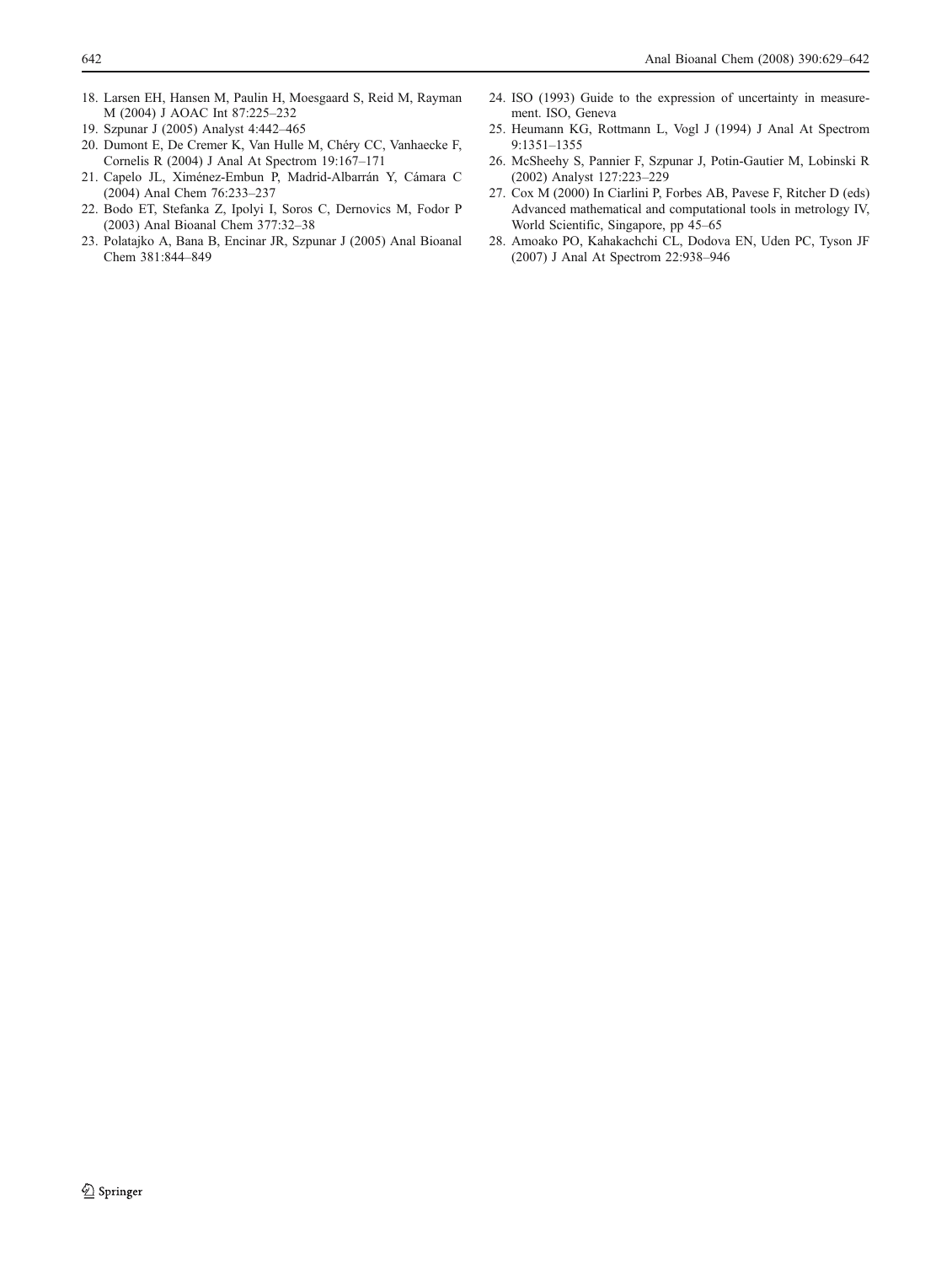18. Larsen EH, Hansen M, Paulin H, Moesgaard S, Reid M, Rayman M (2004) J AOAC Int 87:225–232
19. Szpunar J (2005) Analyst 4:442–465
20. Dumont E, De Cremer K, Van Hulle M, Chéry CC, Vanhaecke F, Cornelis R (2004) J Anal At Spectrom 19:167–171
21. Capelo JL, Ximénez-Embun P, Madrid-Albarrán Y, Cámara C (2004) Anal Chem 76:233–237
22. Bodo ET, Stefanka Z, Ipolyi I, Soros C, Dernovics M, Fodor P (2003) Anal Bioanal Chem 377:32–38
23. Polatajko A, Bana B, Encinar JR, Szpunar J (2005) Anal Bioanal Chem 381:844–849
24. ISO (1993) Guide to the expression of uncertainty in measurement. ISO, Geneva
25. Heumann KG, Rottmann L, Vogl J (1994) J Anal At Spectrom 9:1351–1355
26. McSheehy S, Pannier F, Szpunar J, Potin-Gautier M, Lobinski R (2002) Analyst 127:223–229
27. Cox M (2000) In Ciarlini P, Forbes AB, Pavese F, Ritcher D (eds) Advanced mathematical and computational tools in metrology IV, World Scientific, Singapore, pp 45–65
28. Amoako PO, Kahakachchi CL, Dodova EN, Uden PC, Tyson JF (2007) J Anal At Spectrom 22:938–946